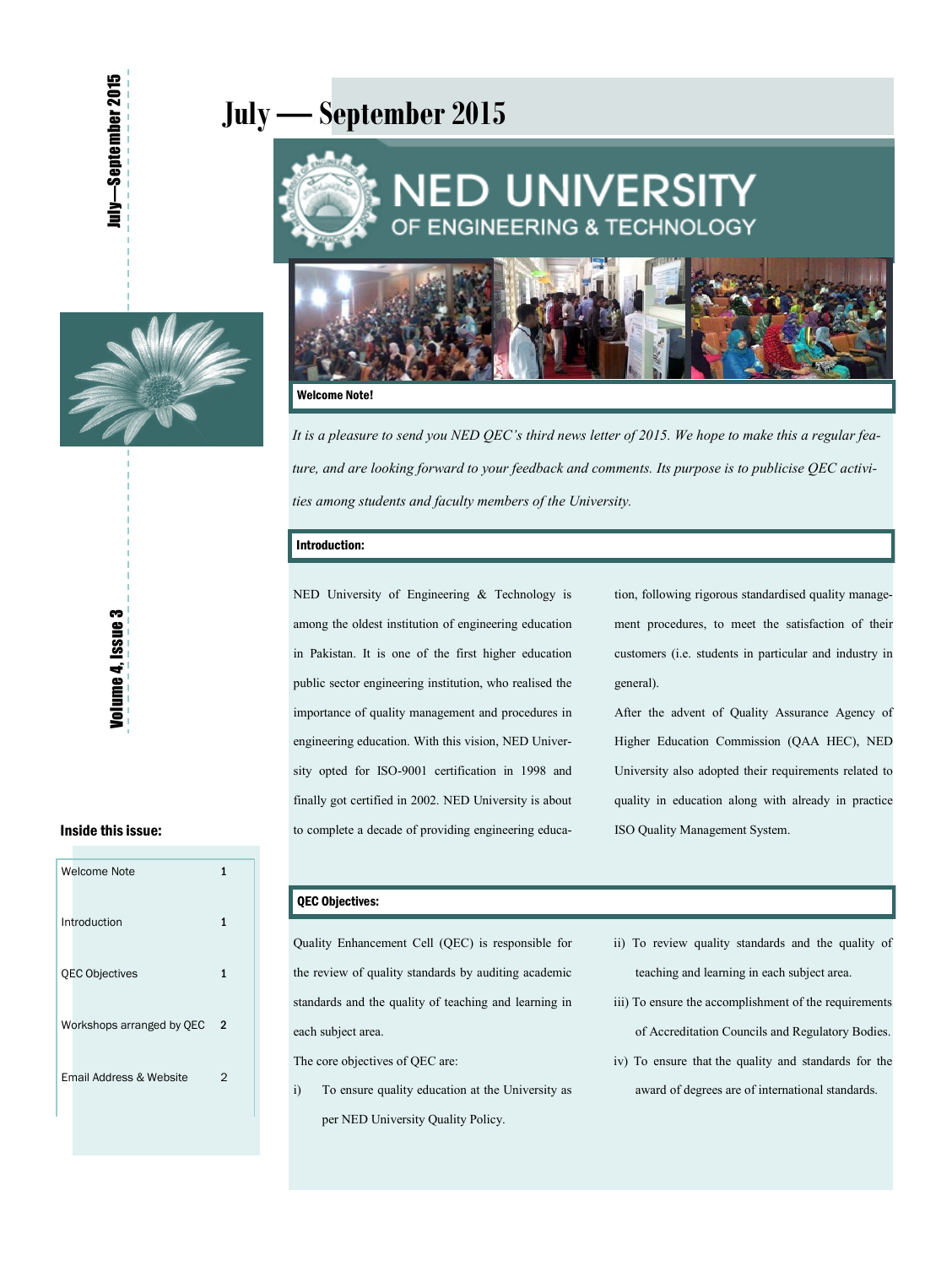# July — September 2015

## NED UNIVERSITY OF ENGINEERING & TECHNOLOGY

Volume 4, Issue 3

### Welcome Note!

*It is a pleasure to send you NED QEC's third news letter of 2015. We hope to make this a regular feature, and are looking forward to your feedback and comments. Its purpose is to publicise QEC activities among students and faculty members of the University.*

### Introduction:

NED University of Engineering & Technology is among the oldest institution of engineering education in Pakistan. It is one of the first higher education public sector engineering institution, who realised the importance of quality management and procedures in engineering education. With this vision, NED University opted for ISO-9001 certification in 1998 and finally got certified in 2002. NED University is about to complete a decade of providing engineering education, following rigorous standardised quality management procedures, to meet the satisfaction of their customers (i.e. students in particular and industry in general).

After the advent of Quality Assurance Agency of Higher Education Commission (QAA HEC), NED University also adopted their requirements related to quality in education along with already in practice ISO Quality Management System.

### QEC Objectives:

Quality Enhancement Cell (QEC) is responsible for the review of quality standards by auditing academic standards and the quality of teaching and learning in each subject area.

The core objectives of QEC are:

i) To ensure quality education at the University as per NED University Quality Policy.

ii) To review quality standards and the quality of teaching and learning in each subject area.

iii) To ensure the accomplishment of the requirements of Accreditation Councils and Regulatory Bodies.

iv) To ensure that the quality and standards for the award of degrees are of international standards.

### Inside this issue:

| | |
|---|---|
| Welcome Note | 1 |
| Introduction | 1 |
| QEC Objectives | 1 |
| Workshops arranged by QEC | 2 |
| Email Address & Website | 2 |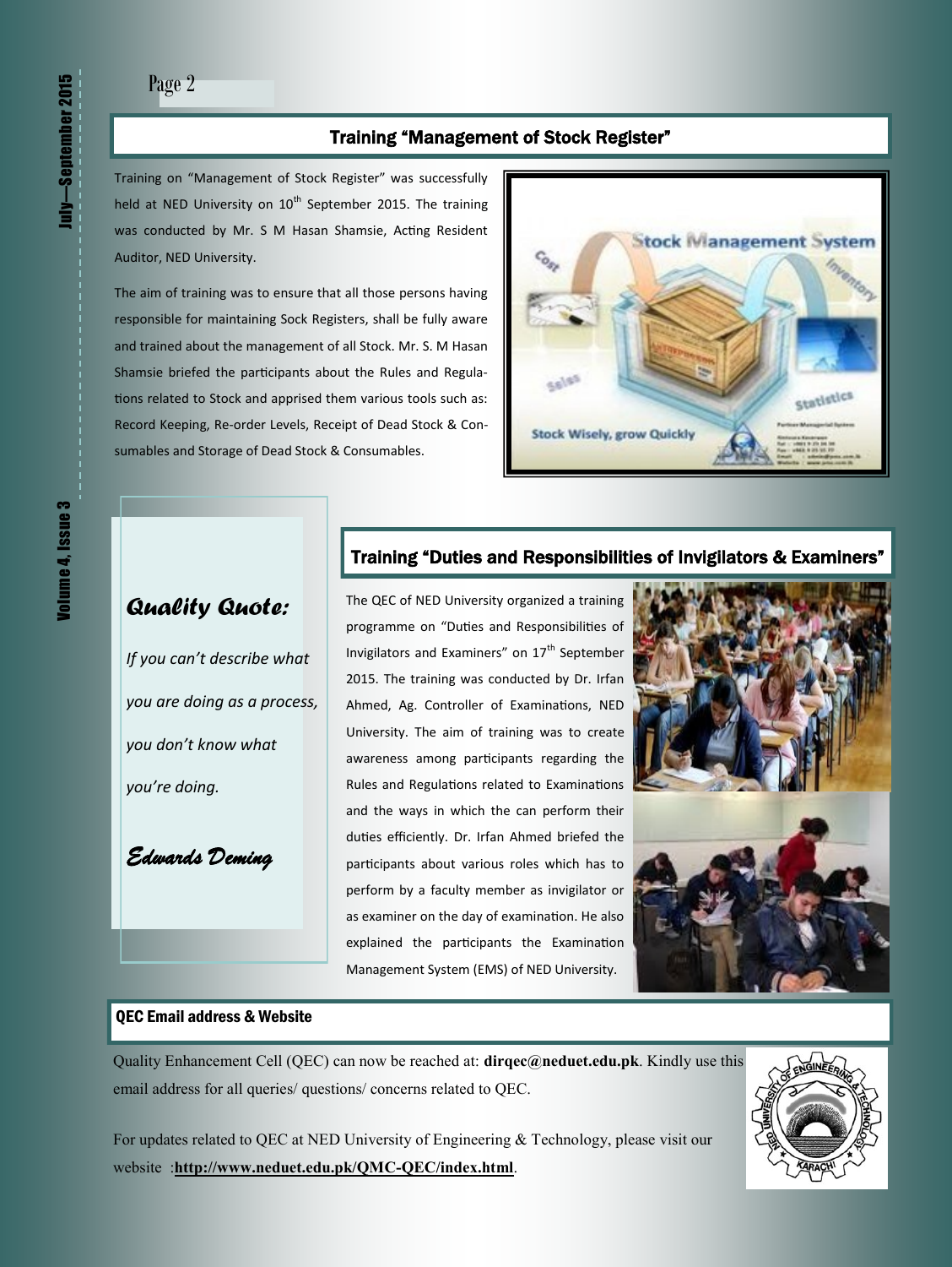## Training "Management of Stock Register"

Training on "Management of Stock Register" was successfully held at NED University on 10th September 2015. The training was conducted by Mr. S M Hasan Shamsie, Acting Resident Auditor, NED University.

The aim of training was to ensure that all those persons having responsible for maintaining Sock Registers, shall be fully aware and trained about the management of all Stock. Mr. S. M Hasan Shamsie briefed the participants about the Rules and Regulations related to Stock and apprised them various tools such as: Record Keeping, Re-order Levels, Receipt of Dead Stock & Consumables and Storage of Dead Stock & Consumables.

***Quality Quote:***

*If you can't describe what you are doing as a process, you don't know what you're doing.*

***Edwards Deming***

## Training "Duties and Responsibilities of Invigilators & Examiners"

The QEC of NED University organized a training programme on "Duties and Responsibilities of Invigilators and Examiners" on 17th September 2015. The training was conducted by Dr. Irfan Ahmed, Ag. Controller of Examinations, NED University. The aim of training was to create awareness among participants regarding the Rules and Regulations related to Examinations and the ways in which the can perform their duties efficiently. Dr. Irfan Ahmed briefed the participants about various roles which has to perform by a faculty member as invigilator or as examiner on the day of examination. He also explained the participants the Examination Management System (EMS) of NED University.

## QEC Email address & Website

Quality Enhancement Cell (QEC) can now be reached at: **dirqec@neduet.edu.pk**. Kindly use this email address for all queries/ questions/ concerns related to QEC.

For updates related to QEC at NED University of Engineering & Technology, please visit our website :**http://www.neduet.edu.pk/QMC-QEC/index.html**.